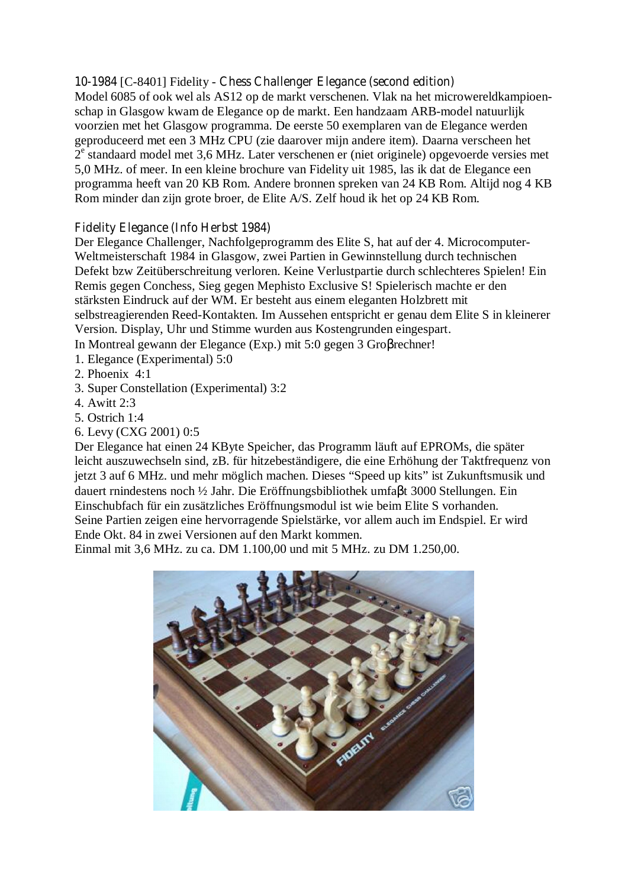## 10-1984 [C-8401] Fidelity - Chess Challenger Elegance (second edition)

Model 6085 of ook wel als AS12 op de markt verschenen. Vlak na het microwereldkampioenschap in Glasgow kwam de Elegance op de markt. Een handzaam ARB-model natuurlijk voorzien met het Glasgow programma. De eerste 50 exemplaren van de Elegance werden geproduceerd met een 3 MHz CPU (zie daarover mijn andere item). Daarna verscheen het 2[e] standaard model met 3,6 MHz. Later verschenen er (niet originele) opgevoerde versies met 5,0 MHz. of meer. In een kleine brochure van Fidelity uit 1985, las ik dat de Elegance een programma heeft van 20 KB Rom. Andere bronnen spreken van 24 KB Rom. Altijd nog 4 KB Rom minder dan zijn grote broer, de Elite A/S. Zelf houd ik het op 24 KB Rom.

## Fidelity Elegance (Info Herbst 1984)

Der Elegance Challenger, Nachfolgeprogramm des Elite S, hat auf der 4. Microcomputer-Weltmeisterschaft 1984 in Glasgow, zwei Partien in Gewinnstellung durch technischen Defekt bzw Zeitüberschreitung verloren. Keine Verlustpartie durch schlechteres Spielen! Ein Remis gegen Conchess, Sieg gegen Mephisto Exclusive S! Spielerisch machte er den stärksten Eindruck auf der WM. Er besteht aus einem eleganten Holzbrett mit selbstreagierenden Reed-Kontakten. Im Aussehen entspricht er genau dem Elite S in kleinerer Version. Display, Uhr und Stimme wurden aus Kostengrunden eingespart.

In Montreal gewann der Elegance (Exp.) mit 5:0 gegen 3 Groβrechner!

1. Elegance (Experimental) 5:0
2. Phoenix 4:1
3. Super Constellation (Experimental) 3:2
4. Awitt 2:3
5. Ostrich 1:4
6. Levy (CXG 2001) 0:5

Der Elegance hat einen 24 KByte Speicher, das Programm läuft auf EPROMs, die später leicht auszuwechseln sind, zB. für hitzebeständigere, die eine Erhöhung der Taktfrequenz von jetzt 3 auf 6 MHz. und mehr möglich machen. Dieses “Speed up kits” ist Zukunftsmusik und dauert rnindestens noch ½ Jahr. Die Eröffnungsbibliothek umfaβt 3000 Stellungen. Ein Einschubfach für ein zusätzliches Eröffnungsmodul ist wie beim Elite S vorhanden.

Seine Partien zeigen eine hervorragende Spielstärke, vor allem auch im Endspiel. Er wird Ende Okt. 84 in zwei Versionen auf den Markt kommen.

Einmal mit 3,6 MHz. zu ca. DM 1.100,00 und mit 5 MHz. zu DM 1.250,00.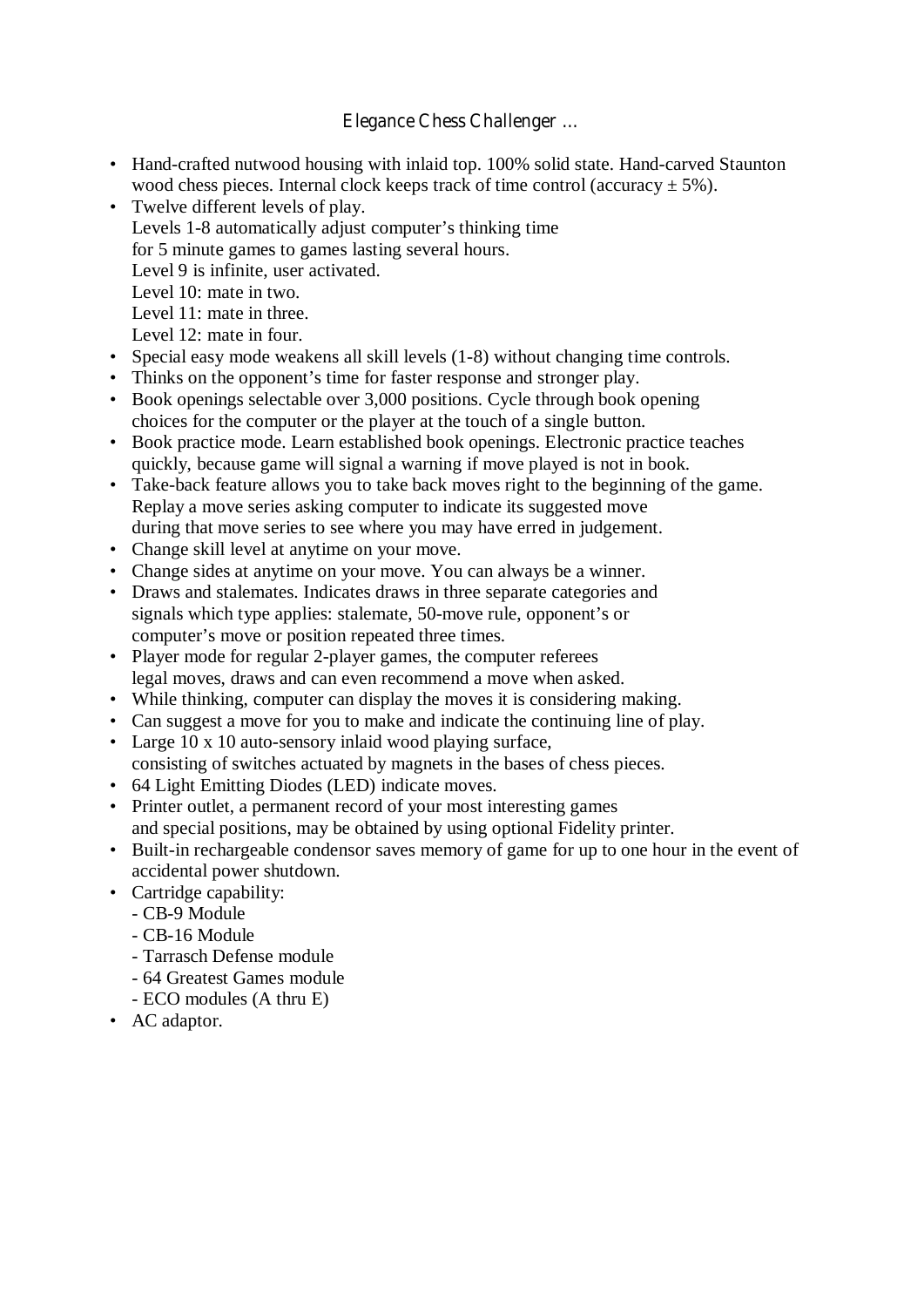## Elegance Chess Challenger …

- Hand-crafted nutwood housing with inlaid top. 100% solid state. Hand-carved Staunton wood chess pieces. Internal clock keeps track of time control (accuracy ± 5%).
- Twelve different levels of play.
  Levels 1-8 automatically adjust computer's thinking time
  for 5 minute games to games lasting several hours.
  Level 9 is infinite, user activated.
  Level 10: mate in two.
  Level 11: mate in three.
  Level 12: mate in four.
- Special easy mode weakens all skill levels (1-8) without changing time controls.
- Thinks on the opponent's time for faster response and stronger play.
- Book openings selectable over 3,000 positions. Cycle through book opening choices for the computer or the player at the touch of a single button.
- Book practice mode. Learn established book openings. Electronic practice teaches quickly, because game will signal a warning if move played is not in book.
- Take-back feature allows you to take back moves right to the beginning of the game. Replay a move series asking computer to indicate its suggested move during that move series to see where you may have erred in judgement.
- Change skill level at anytime on your move.
- Change sides at anytime on your move. You can always be a winner.
- Draws and stalemates. Indicates draws in three separate categories and signals which type applies: stalemate, 50-move rule, opponent's or computer's move or position repeated three times.
- Player mode for regular 2-player games, the computer referees legal moves, draws and can even recommend a move when asked.
- While thinking, computer can display the moves it is considering making.
- Can suggest a move for you to make and indicate the continuing line of play.
- Large 10 x 10 auto-sensory inlaid wood playing surface, consisting of switches actuated by magnets in the bases of chess pieces.
- 64 Light Emitting Diodes (LED) indicate moves.
- Printer outlet, a permanent record of your most interesting games and special positions, may be obtained by using optional Fidelity printer.
- Built-in rechargeable condensor saves memory of game for up to one hour in the event of accidental power shutdown.
- Cartridge capability:
  - CB-9 Module
  - CB-16 Module
  - Tarrasch Defense module
  - 64 Greatest Games module
  - ECO modules (A thru E)
- AC adaptor.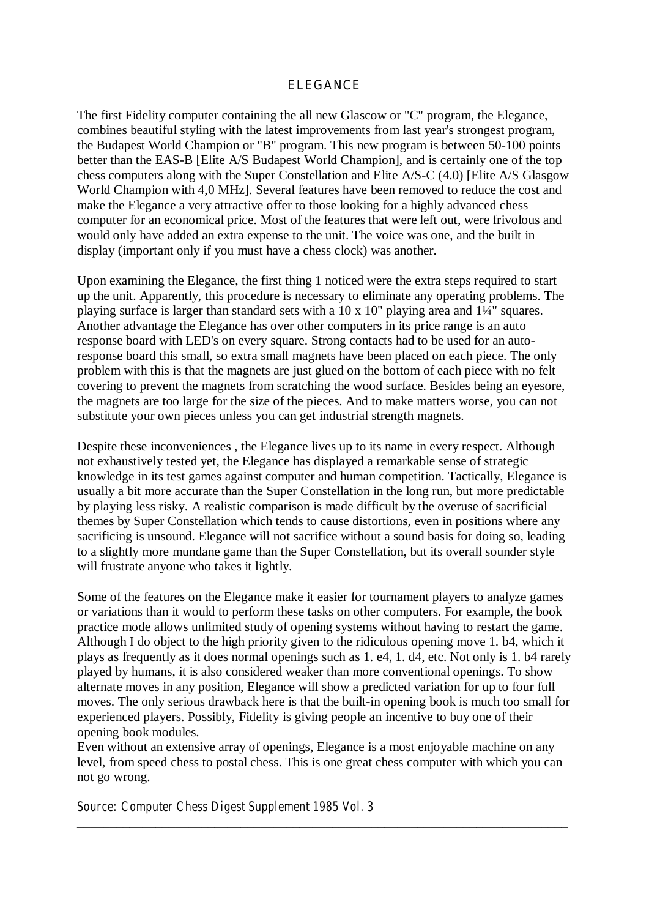# ELEGANCE

The first Fidelity computer containing the all new Glascow or "C" program, the Elegance, combines beautiful styling with the latest improvements from last year's strongest program, the Budapest World Champion or "B" program. This new program is between 50-100 points better than the EAS-B [Elite A/S Budapest World Champion], and is certainly one of the top chess computers along with the Super Constellation and Elite A/S-C (4.0) [Elite A/S Glasgow World Champion with 4,0 MHz]. Several features have been removed to reduce the cost and make the Elegance a very attractive offer to those looking for a highly advanced chess computer for an economical price. Most of the features that were left out, were frivolous and would only have added an extra expense to the unit. The voice was one, and the built in display (important only if you must have a chess clock) was another.

Upon examining the Elegance, the first thing 1 noticed were the extra steps required to start up the unit. Apparently, this procedure is necessary to eliminate any operating problems. The playing surface is larger than standard sets with a 10 x 10" playing area and 1¼" squares. Another advantage the Elegance has over other computers in its price range is an auto response board with LED's on every square. Strong contacts had to be used for an auto-response board this small, so extra small magnets have been placed on each piece. The only problem with this is that the magnets are just glued on the bottom of each piece with no felt covering to prevent the magnets from scratching the wood surface. Besides being an eyesore, the magnets are too large for the size of the pieces. And to make matters worse, you can not substitute your own pieces unless you can get industrial strength magnets.

Despite these inconveniences , the Elegance lives up to its name in every respect. Although not exhaustively tested yet, the Elegance has displayed a remarkable sense of strategic knowledge in its test games against computer and human competition. Tactically, Elegance is usually a bit more accurate than the Super Constellation in the long run, but more predictable by playing less risky. A realistic comparison is made difficult by the overuse of sacrificial themes by Super Constellation which tends to cause distortions, even in positions where any sacrificing is unsound. Elegance will not sacrifice without a sound basis for doing so, leading to a slightly more mundane game than the Super Constellation, but its overall sounder style will frustrate anyone who takes it lightly.

Some of the features on the Elegance make it easier for tournament players to analyze games or variations than it would to perform these tasks on other computers. For example, the book practice mode allows unlimited study of opening systems without having to restart the game. Although I do object to the high priority given to the ridiculous opening move 1. b4, which it plays as frequently as it does normal openings such as 1. e4, 1. d4, etc. Not only is 1. b4 rarely played by humans, it is also considered weaker than more conventional openings. To show alternate moves in any position, Elegance will show a predicted variation for up to four full moves. The only serious drawback here is that the built-in opening book is much too small for experienced players. Possibly, Fidelity is giving people an incentive to buy one of their opening book modules.

Even without an extensive array of openings, Elegance is a most enjoyable machine on any level, from speed chess to postal chess. This is one great chess computer with which you can not go wrong.

Source: Computer Chess Digest Supplement 1985 Vol. 3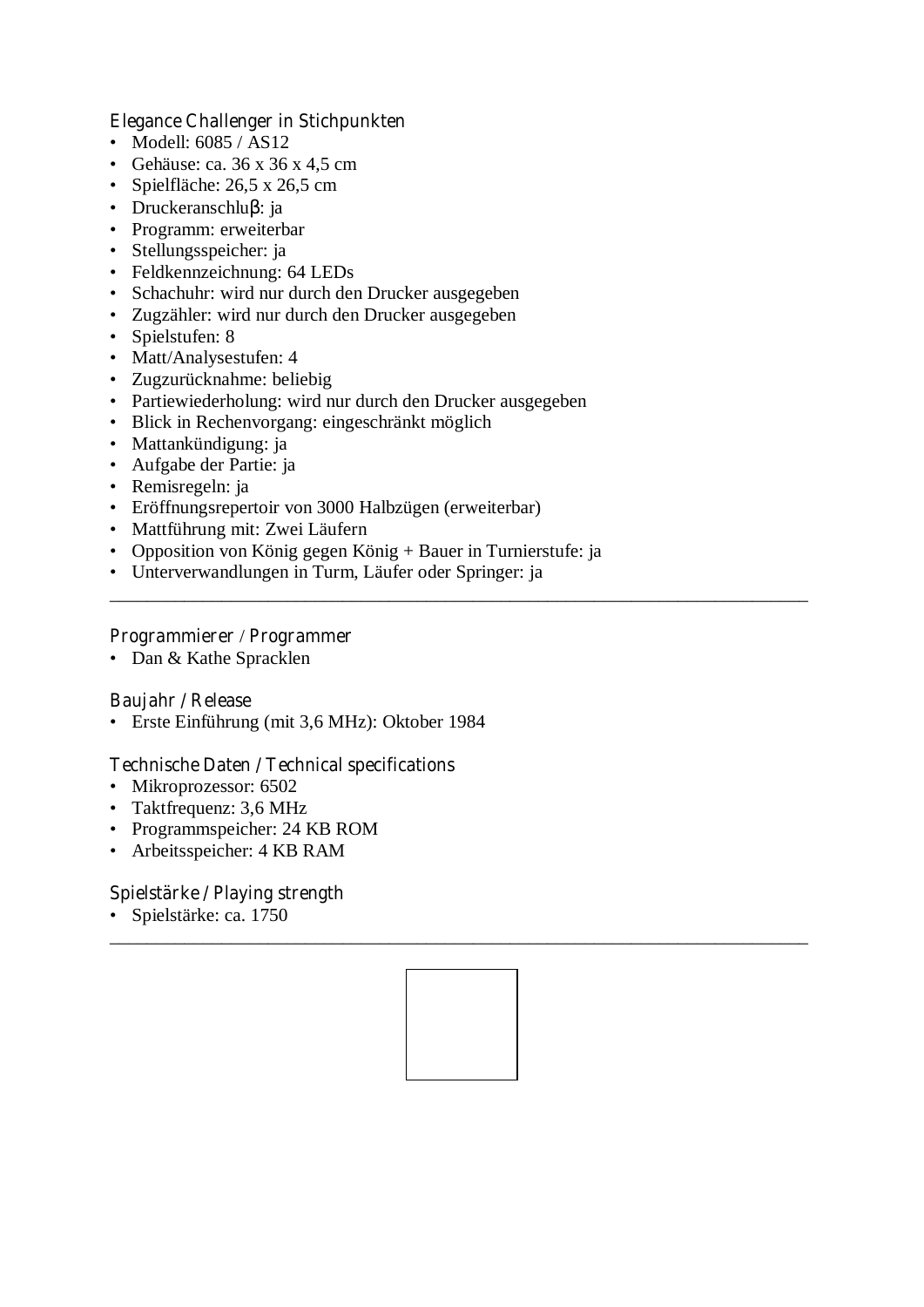## Elegance Challenger in Stichpunkten

- Modell: 6085 / AS12
- Gehäuse: ca. 36 x 36 x 4,5 cm
- Spielfläche: 26,5 x 26,5 cm
- Druckeranschluβ: ja
- Programm: erweiterbar
- Stellungsspeicher: ja
- Feldkennzeichnung: 64 LEDs
- Schachuhr: wird nur durch den Drucker ausgegeben
- Zugzähler: wird nur durch den Drucker ausgegeben
- Spielstufen: 8
- Matt/Analysestufen: 4
- Zugzurücknahme: beliebig
- Partiewiederholung: wird nur durch den Drucker ausgegeben
- Blick in Rechenvorgang: eingeschränkt möglich
- Mattankündigung: ja
- Aufgabe der Partie: ja
- Remisregeln: ja
- Eröffnungsrepertoir von 3000 Halbzügen (erweiterbar)
- Mattführung mit: Zwei Läufern
- Opposition von König gegen König + Bauer in Turnierstufe: ja
- Unterverwandlungen in Turm, Läufer oder Springer: ja

---

## Programmierer / Programmer

- Dan & Kathe Spracklen

## Baujahr / Release

- Erste Einführung (mit 3,6 MHz): Oktober 1984

## Technische Daten / Technical specifications

- Mikroprozessor: 6502
- Taktfrequenz: 3,6 MHz
- Programmspeicher: 24 KB ROM
- Arbeitsspeicher: 4 KB RAM

## Spielstärke / Playing strength

- Spielstärke: ca. 1750

---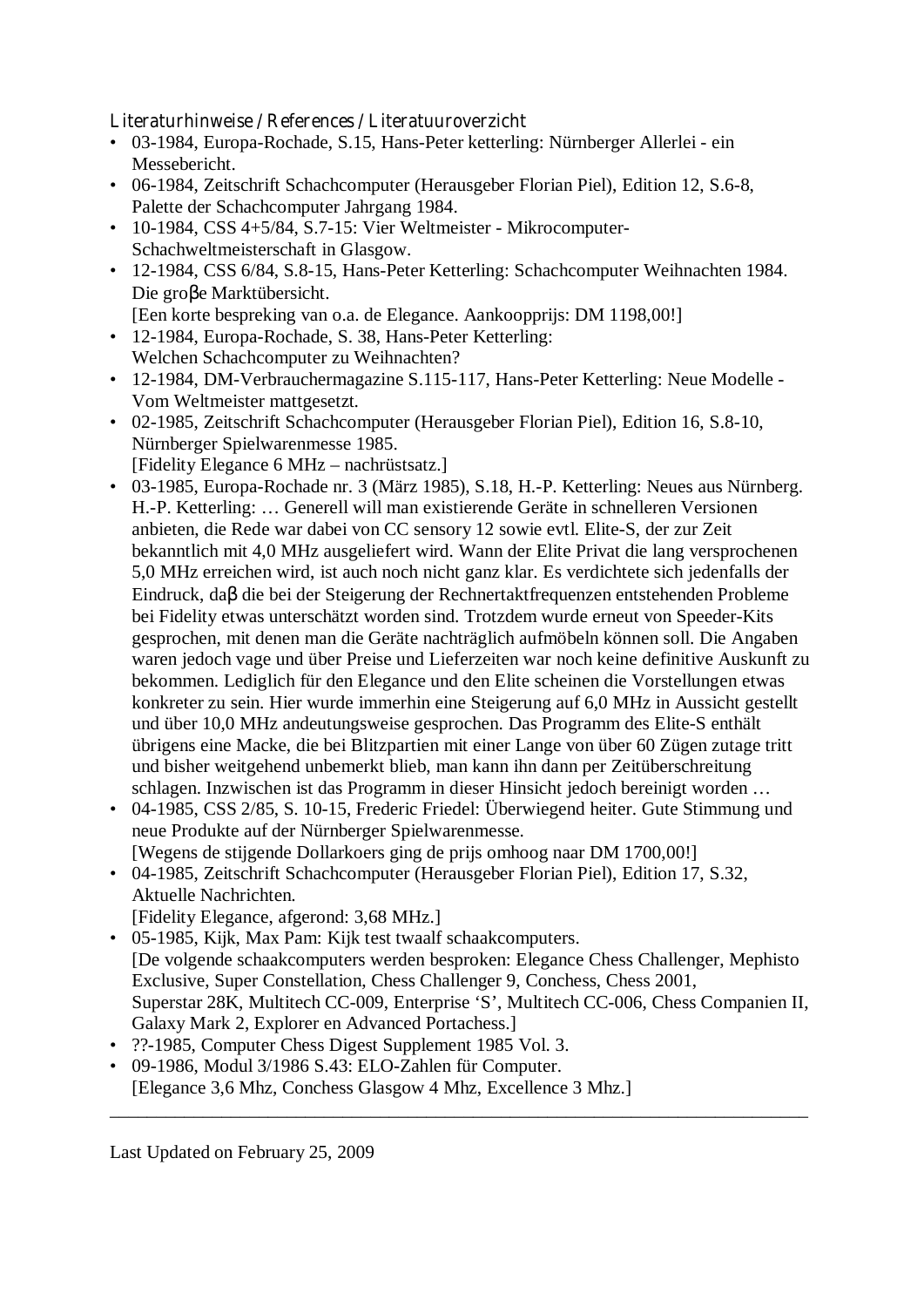Literaturhinweise / References / Literatuuroverzicht

- 03-1984, Europa-Rochade, S.15, Hans-Peter ketterling: Nürnberger Allerlei - ein Messebericht.
- 06-1984, Zeitschrift Schachcomputer (Herausgeber Florian Piel), Edition 12, S.6-8, Palette der Schachcomputer Jahrgang 1984.
- 10-1984, CSS 4+5/84, S.7-15: Vier Weltmeister - Mikrocomputer-Schachweltmeisterschaft in Glasgow.
- 12-1984, CSS 6/84, S.8-15, Hans-Peter Ketterling: Schachcomputer Weihnachten 1984. Die groβe Marktübersicht.
  [Een korte bespreking van o.a. de Elegance. Aankoopprijs: DM 1198,00!]
- 12-1984, Europa-Rochade, S. 38, Hans-Peter Ketterling:
  Welchen Schachcomputer zu Weihnachten?
- 12-1984, DM-Verbrauchermagazine S.115-117, Hans-Peter Ketterling: Neue Modelle - Vom Weltmeister mattgesetzt.
- 02-1985, Zeitschrift Schachcomputer (Herausgeber Florian Piel), Edition 16, S.8-10, Nürnberger Spielwarenmesse 1985.
  [Fidelity Elegance 6 MHz – nachrüstsatz.]
- 03-1985, Europa-Rochade nr. 3 (März 1985), S.18, H.-P. Ketterling: Neues aus Nürnberg. H.-P. Ketterling: … Generell will man existierende Geräte in schnelleren Versionen anbieten, die Rede war dabei von CC sensory 12 sowie evtl. Elite-S, der zur Zeit bekanntlich mit 4,0 MHz ausgeliefert wird. Wann der Elite Privat die lang versprochenen 5,0 MHz erreichen wird, ist auch noch nicht ganz klar. Es verdichtete sich jedenfalls der Eindruck, daβ die bei der Steigerung der Rechnertaktfrequenzen entstehenden Probleme bei Fidelity etwas unterschätzt worden sind. Trotzdem wurde erneut von Speeder-Kits gesprochen, mit denen man die Geräte nachträglich aufmöbeln können soll. Die Angaben waren jedoch vage und über Preise und Lieferzeiten war noch keine definitive Auskunft zu bekommen. Lediglich für den Elegance und den Elite scheinen die Vorstellungen etwas konkreter zu sein. Hier wurde immerhin eine Steigerung auf 6,0 MHz in Aussicht gestellt und über 10,0 MHz andeutungsweise gesprochen. Das Programm des Elite-S enthält übrigens eine Macke, die bei Blitzpartien mit einer Lange von über 60 Zügen zutage tritt und bisher weitgehend unbemerkt blieb, man kann ihn dann per Zeitüberschreitung schlagen. Inzwischen ist das Programm in dieser Hinsicht jedoch bereinigt worden …
- 04-1985, CSS 2/85, S. 10-15, Frederic Friedel: Überwiegend heiter. Gute Stimmung und neue Produkte auf der Nürnberger Spielwarenmesse.
  [Wegens de stijgende Dollarkoers ging de prijs omhoog naar DM 1700,00!]
- 04-1985, Zeitschrift Schachcomputer (Herausgeber Florian Piel), Edition 17, S.32, Aktuelle Nachrichten.
  [Fidelity Elegance, afgerond: 3,68 MHz.]
- 05-1985, Kijk, Max Pam: Kijk test twaalf schaakcomputers.
  [De volgende schaakcomputers werden besproken: Elegance Chess Challenger, Mephisto Exclusive, Super Constellation, Chess Challenger 9, Conchess, Chess 2001, Superstar 28K, Multitech CC-009, Enterprise 'S', Multitech CC-006, Chess Companien II, Galaxy Mark 2, Explorer en Advanced Portachess.]
- ??-1985, Computer Chess Digest Supplement 1985 Vol. 3.
- 09-1986, Modul 3/1986 S.43: ELO-Zahlen für Computer.
  [Elegance 3,6 Mhz, Conchess Glasgow 4 Mhz, Excellence 3 Mhz.]

---

Last Updated on February 25, 2009